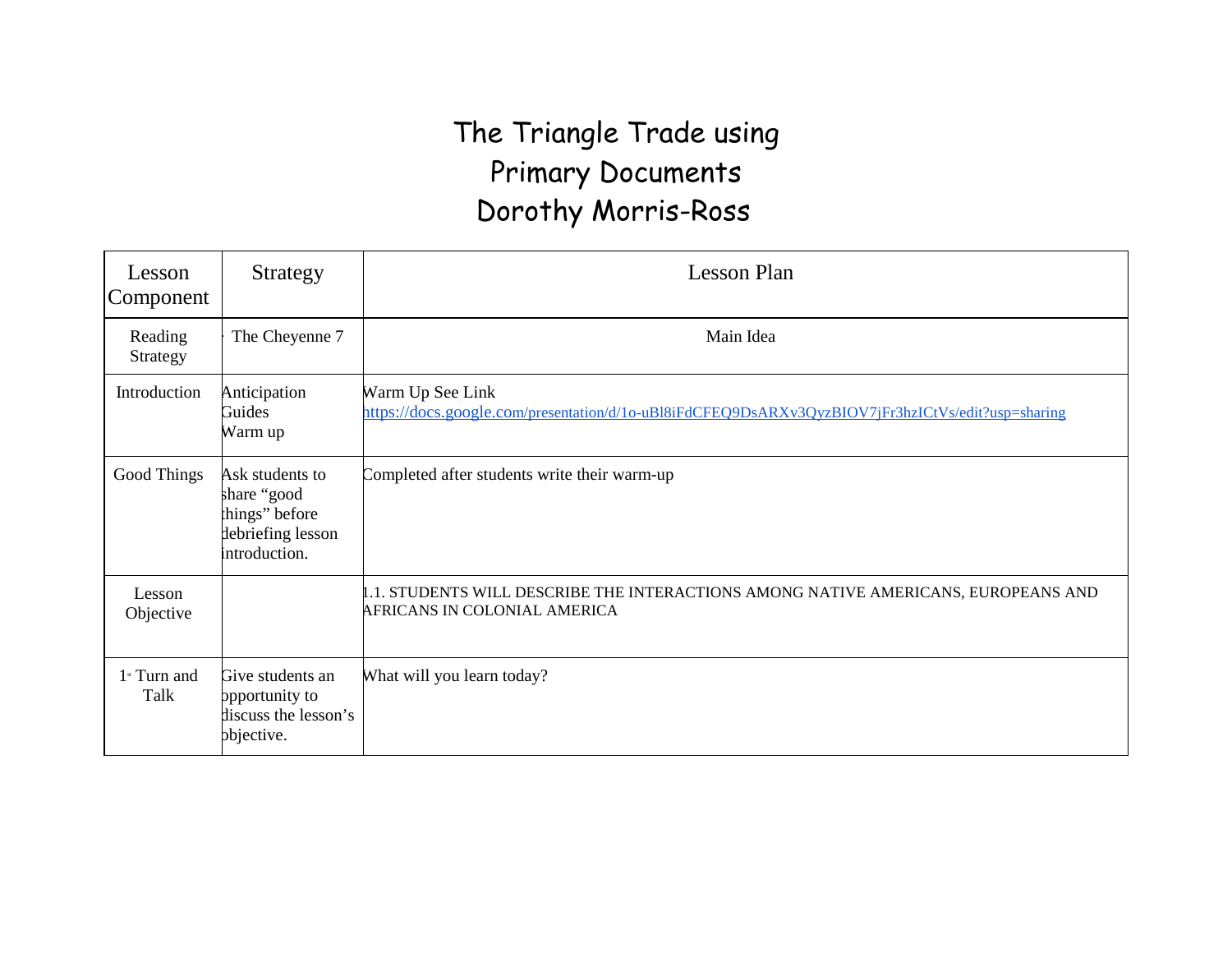# The Triangle Trade using Primary Documents
# Dorothy Morris-Ross

| Lesson Component | Strategy | Lesson Plan |
|---|---|---|
| Reading Strategy | The Cheyenne 7 | Main Idea |
| Introduction | Anticipation Guides Warm up | Warm Up See Link https://docs.google.com/presentation/d/1o-uBl8iFdCFEQ9DsARXv3QyzBIOV7jFr3hzICtVs/edit?usp=sharing |
| Good Things | Ask students to share "good things" before debriefing lesson introduction. | Completed after students write their warm-up |
| Lesson Objective | | 1.1. STUDENTS WILL DESCRIBE THE INTERACTIONS AMONG NATIVE AMERICANS, EUROPEANS AND AFRICANS IN COLONIAL AMERICA |
| 1st Turn and Talk | Give students an opportunity to discuss the lesson's objective. | What will you learn today? |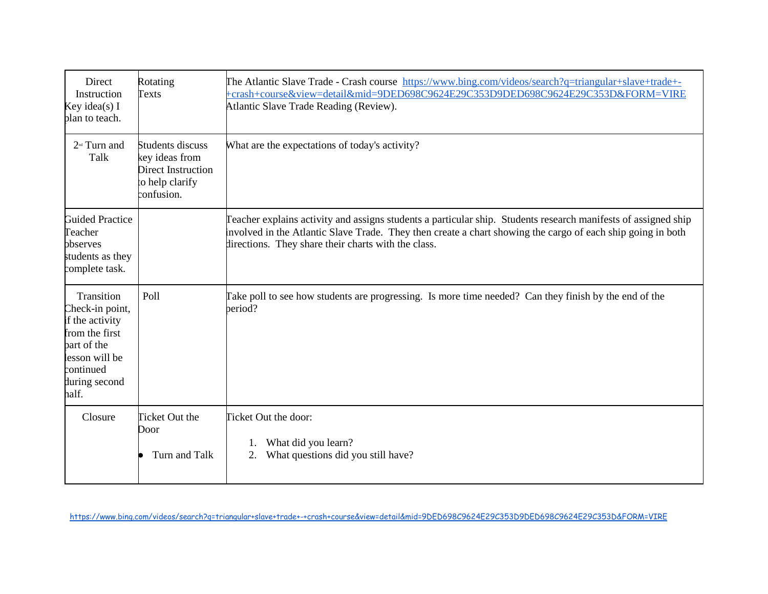| Direct Instruction Key idea(s) I plan to teach. | Rotating Texts | The Atlantic Slave Trade - Crash course https://www.bing.com/videos/search?q=triangular+slave+trade+-+crash+course&view=detail&mid=9DED698C9624E29C353D9DED698C9624E29C353D&FORM=VIRE<br>Atlantic Slave Trade Reading (Review). |
|---|---|---|
| 2nd Turn and Talk | Students discuss key ideas from Direct Instruction to help clarify confusion. | What are the expectations of today's activity? |
| Guided Practice Teacher observes students as they complete task. | | Teacher explains activity and assigns students a particular ship. Students research manifests of assigned ship involved in the Atlantic Slave Trade. They then create a chart showing the cargo of each ship going in both directions. They share their charts with the class. |
| Transition Check-in point, if the activity from the first part of the lesson will be continued during second half. | Poll | Take poll to see how students are progressing. Is more time needed? Can they finish by the end of the period? |
| Closure | Ticket Out the Door<br><br>• Turn and Talk | Ticket Out the door:<br><br>1. What did you learn?<br>2. What questions did you still have? |

https://www.bing.com/videos/search?q=triangular+slave+trade+-+crash+course&view=detail&mid=9DED698C9624E29C353D9DED698C9624E29C353D&FORM=VIRE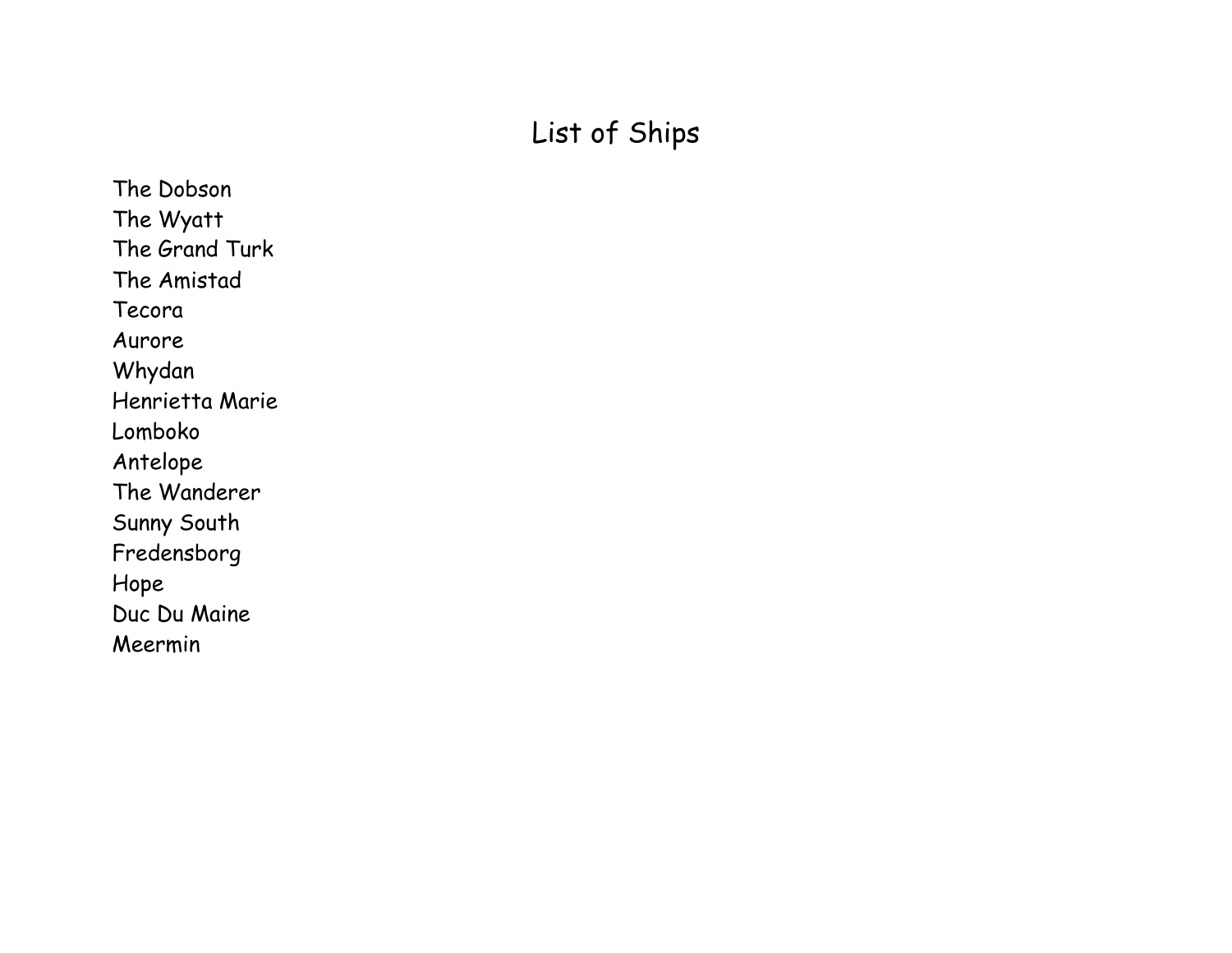# List of Ships

The Dobson
The Wyatt
The Grand Turk
The Amistad
Tecora
Aurore
Whydan
Henrietta Marie
Lomboko
Antelope
The Wanderer
Sunny South
Fredensborg
Hope
Duc Du Maine
Meermin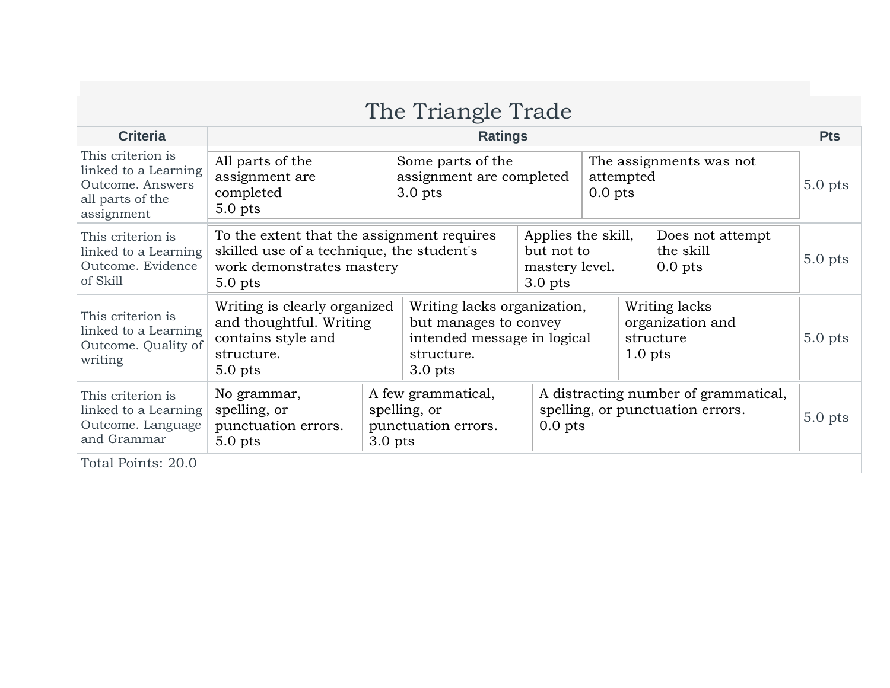# The Triangle Trade

| Criteria | Ratings | | | Pts |
|---|---|---|---|---|
| This criterion is linked to a Learning Outcome. Answers all parts of the assignment | All parts of the assignment are completed 5.0 pts | Some parts of the assignment are completed 3.0 pts | The assignments was not attempted 0.0 pts | 5.0 pts |
| This criterion is linked to a Learning Outcome. Evidence of Skill | To the extent that the assignment requires skilled use of a technique, the student's work demonstrates mastery 5.0 pts | Applies the skill, but not to mastery level. 3.0 pts | Does not attempt the skill 0.0 pts | 5.0 pts |
| This criterion is linked to a Learning Outcome. Quality of writing | Writing is clearly organized and thoughtful. Writing contains style and structure. 5.0 pts | Writing lacks organization, but manages to convey intended message in logical structure. 3.0 pts | Writing lacks organization and structure 1.0 pts | 5.0 pts |
| This criterion is linked to a Learning Outcome. Language and Grammar | No grammar, spelling, or punctuation errors. 5.0 pts | A few grammatical, spelling, or punctuation errors. 3.0 pts | A distracting number of grammatical, spelling, or punctuation errors. 0.0 pts | 5.0 pts |
| Total Points: 20.0 | | | | |